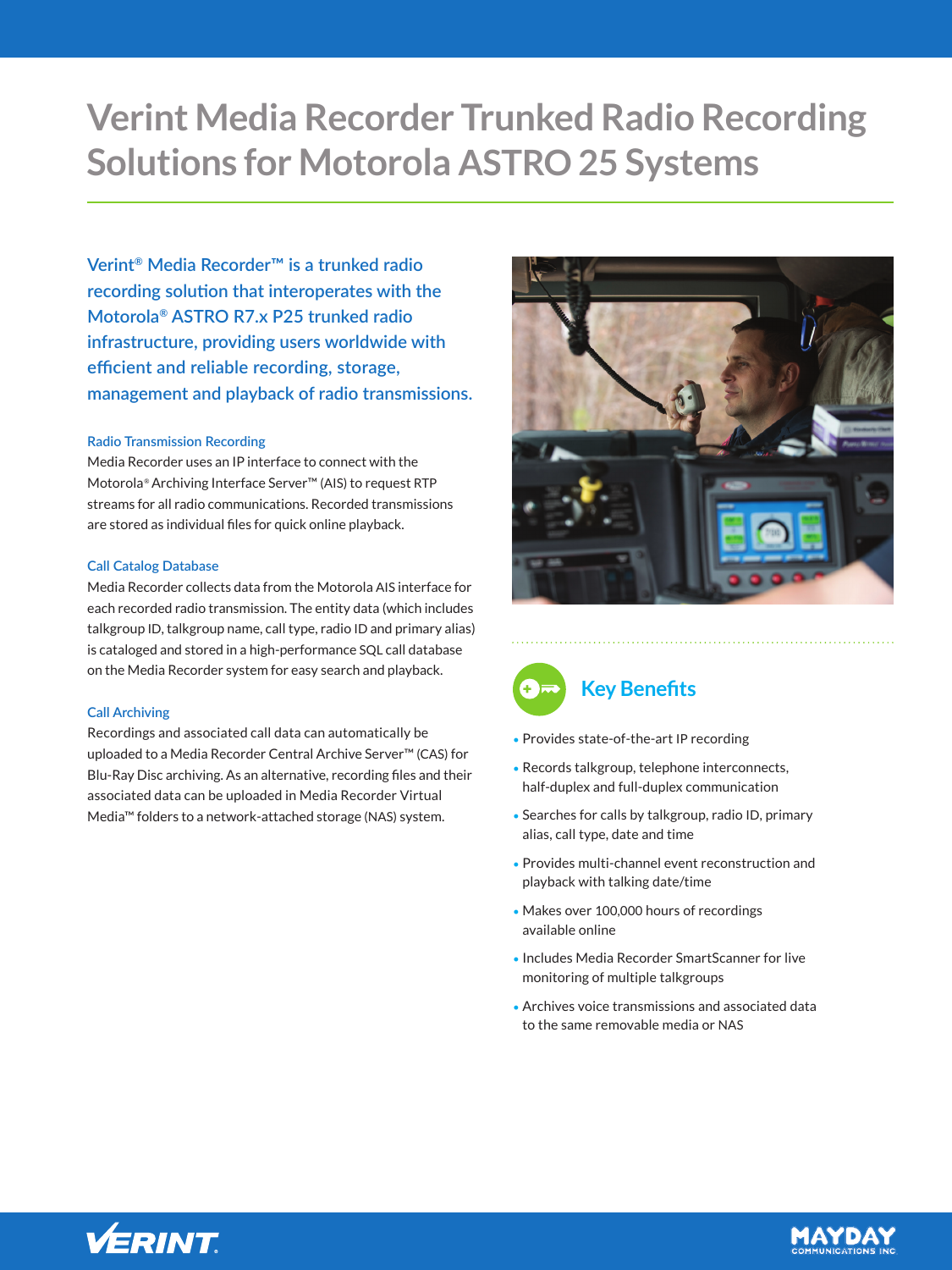# Verint Media Recorder Trunked Radio Recording Solutions for Motorola ASTRO 25 Systems

**Verint® Media Recorder™ is a trunked radio recording solution that interoperates with the Motorola® ASTRO R7.x P25 trunked radio infrastructure, providing users worldwide with efficient and reliable recording, storage, management and playback of radio transmissions.**

### Radio Transmission Recording

Media Recorder uses an IP interface to connect with the Motorola® Archiving Interface Server™ (AIS) to request RTP streams for all radio communications. Recorded transmissions are stored as individual files for quick online playback.

### Call Catalog Database

Media Recorder collects data from the Motorola AIS interface for each recorded radio transmission. The entity data (which includes talkgroup ID, talkgroup name, call type, radio ID and primary alias) is cataloged and stored in a high-performance SQL call database on the Media Recorder system for easy search and playback.

### Call Archiving

Recordings and associated call data can automatically be uploaded to a Media Recorder Central Archive Server™ (CAS) for Blu-Ray Disc archiving. As an alternative, recording files and their associated data can be uploaded in Media Recorder Virtual Media™ folders to a network-attached storage (NAS) system.

## Key Benefits

- Provides state-of-the-art IP recording
- Records talkgroup, telephone interconnects, half-duplex and full-duplex communication
- Searches for calls by talkgroup, radio ID, primary alias, call type, date and time
- Provides multi-channel event reconstruction and playback with talking date/time
- Makes over 100,000 hours of recordings available online
- Includes Media Recorder SmartScanner for live monitoring of multiple talkgroups
- Archives voice transmissions and associated data to the same removable media or NAS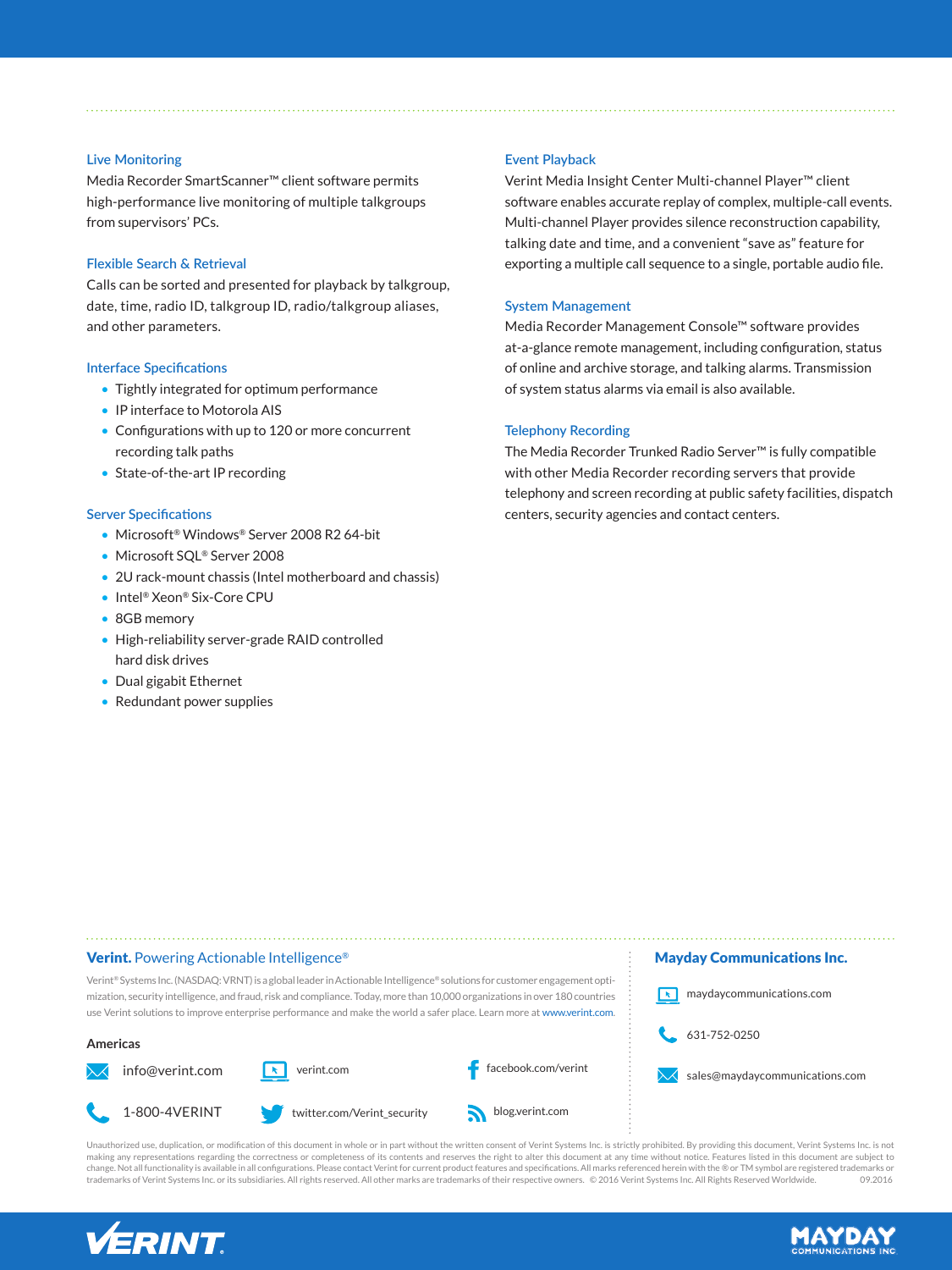### Live Monitoring

Media Recorder SmartScanner™ client software permits high-performance live monitoring of multiple talkgroups from supervisors' PCs.

### Flexible Search & Retrieval

Calls can be sorted and presented for playback by talkgroup, date, time, radio ID, talkgroup ID, radio/talkgroup aliases, and other parameters.

### Interface Specifications

- Tightly integrated for optimum performance
- IP interface to Motorola AIS
- Configurations with up to 120 or more concurrent recording talk paths
- State-of-the-art IP recording

### Server Specifications

- Microsoft® Windows® Server 2008 R2 64-bit
- Microsoft SQL® Server 2008
- 2U rack-mount chassis (Intel motherboard and chassis)
- Intel® Xeon® Six-Core CPU
- 8GB memory
- High-reliability server-grade RAID controlled hard disk drives
- Dual gigabit Ethernet
- Redundant power supplies

### Event Playback

Verint Media Insight Center Multi-channel Player™ client software enables accurate replay of complex, multiple-call events. Multi-channel Player provides silence reconstruction capability, talking date and time, and a convenient "save as" feature for exporting a multiple call sequence to a single, portable audio file.

### System Management

Media Recorder Management Console™ software provides at-a-glance remote management, including configuration, status of online and archive storage, and talking alarms. Transmission of system status alarms via email is also available.

### Telephony Recording

The Media Recorder Trunked Radio Server™ is fully compatible with other Media Recorder recording servers that provide telephony and screen recording at public safety facilities, dispatch centers, security agencies and contact centers.

**Verint.** Powering Actionable Intelligence®

Verint® Systems Inc. (NASDAQ: VRNT) is a global leader in Actionable Intelligence® solutions for customer engagement optimization, security intelligence, and fraud, risk and compliance. Today, more than 10,000 organizations in over 180 countries use Verint solutions to improve enterprise performance and make the world a safer place. Learn more at www.verint.com.

**Americas**

info@verint.com

1-800-4VERINT

verint.com

twitter.com/Verint_security

facebook.com/verint

blog.verint.com

**Mayday Communications Inc.**

maydaycommunications.com

631-752-0250

sales@maydaycommunications.com

Unauthorized use, duplication, or modification of this document in whole or in part without the written consent of Verint Systems Inc. is strictly prohibited. By providing this document, Verint Systems Inc. is not making any representations regarding the correctness or completeness of its contents and reserves the right to alter this document at any time without notice. Features listed in this document are subject to change. Not all functionality is available in all configurations. Please contact Verint for current product features and specifications. All marks referenced herein with the ® or TM symbol are registered trademarks or trademarks of Verint Systems Inc. or its subsidiaries. All rights reserved. All other marks are trademarks of their respective owners. © 2016 Verint Systems Inc. All Rights Reserved Worldwide. 09.2016

VERINT.

MAYDAY COMMUNICATIONS INC